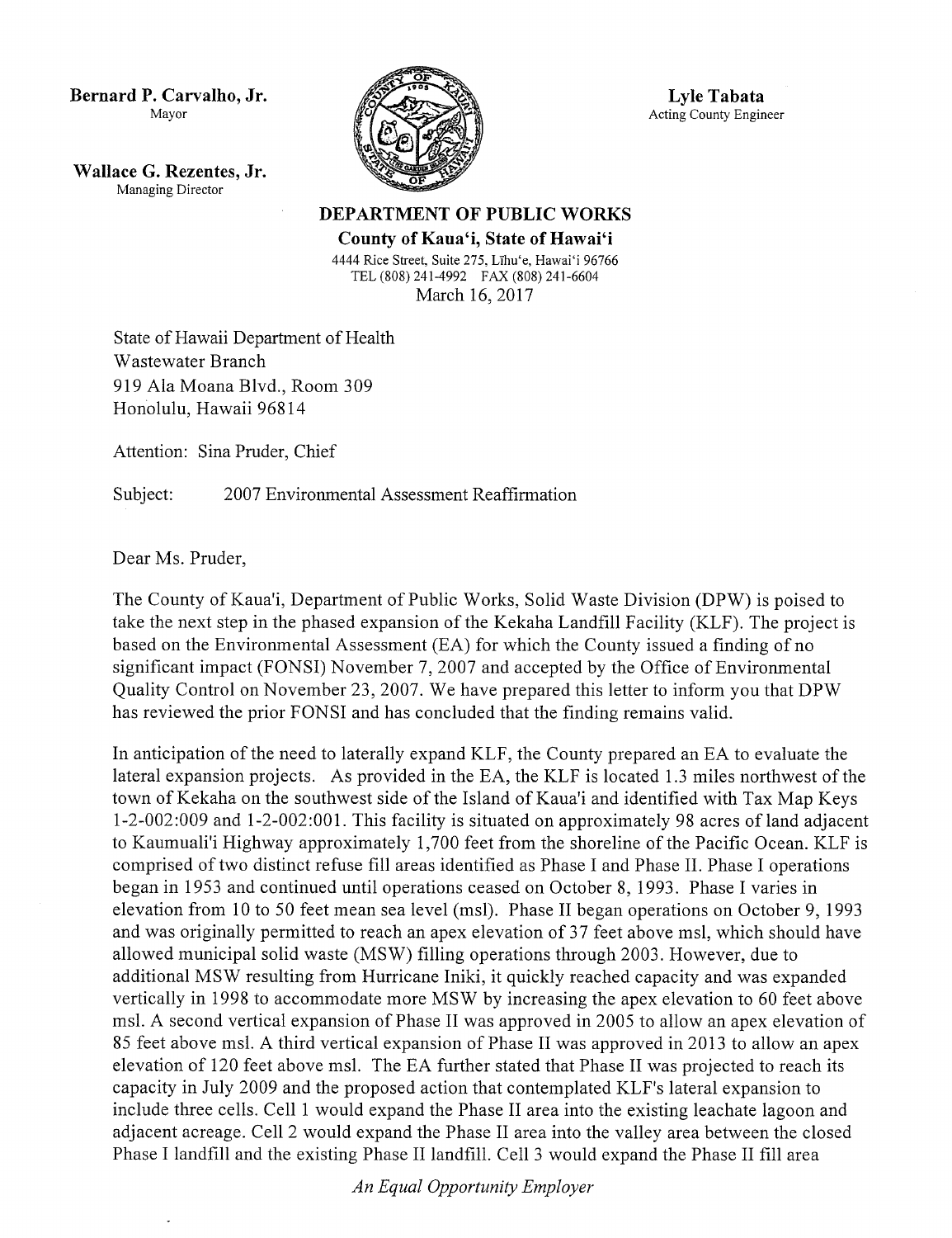**Bernard P. Carvalho, Jr.**
Mayor

**Wallace G. Rezentes, Jr.**
Managing Director

**Lyle Tabata**
Acting County Engineer

**DEPARTMENT OF PUBLIC WORKS**
**County of Kaua'i, State of Hawai'i**
4444 Rice Street, Suite 275, Līhu'e, Hawai'i 96766
TEL (808) 241-4992 FAX (808) 241-6604

March 16, 2017

State of Hawaii Department of Health
Wastewater Branch
919 Ala Moana Blvd., Room 309
Honolulu, Hawaii 96814

Attention: Sina Pruder, Chief

Subject: 2007 Environmental Assessment Reaffirmation

Dear Ms. Pruder,

The County of Kaua'i, Department of Public Works, Solid Waste Division (DPW) is poised to take the next step in the phased expansion of the Kekaha Landfill Facility (KLF). The project is based on the Environmental Assessment (EA) for which the County issued a finding of no significant impact (FONSI) November 7, 2007 and accepted by the Office of Environmental Quality Control on November 23, 2007. We have prepared this letter to inform you that DPW has reviewed the prior FONSI and has concluded that the finding remains valid.

In anticipation of the need to laterally expand KLF, the County prepared an EA to evaluate the lateral expansion projects. As provided in the EA, the KLF is located 1.3 miles northwest of the town of Kekaha on the southwest side of the Island of Kaua'i and identified with Tax Map Keys 1-2-002:009 and 1-2-002:001. This facility is situated on approximately 98 acres of land adjacent to Kaumuali'i Highway approximately 1,700 feet from the shoreline of the Pacific Ocean. KLF is comprised of two distinct refuse fill areas identified as Phase I and Phase II. Phase I operations began in 1953 and continued until operations ceased on October 8, 1993. Phase I varies in elevation from 10 to 50 feet mean sea level (msl). Phase II began operations on October 9, 1993 and was originally permitted to reach an apex elevation of 37 feet above msl, which should have allowed municipal solid waste (MSW) filling operations through 2003. However, due to additional MSW resulting from Hurricane Iniki, it quickly reached capacity and was expanded vertically in 1998 to accommodate more MSW by increasing the apex elevation to 60 feet above msl. A second vertical expansion of Phase II was approved in 2005 to allow an apex elevation of 85 feet above msl. A third vertical expansion of Phase II was approved in 2013 to allow an apex elevation of 120 feet above msl. The EA further stated that Phase II was projected to reach its capacity in July 2009 and the proposed action that contemplated KLF's lateral expansion to include three cells. Cell 1 would expand the Phase II area into the existing leachate lagoon and adjacent acreage. Cell 2 would expand the Phase II area into the valley area between the closed Phase I landfill and the existing Phase II landfill. Cell 3 would expand the Phase II fill area

*An Equal Opportunity Employer*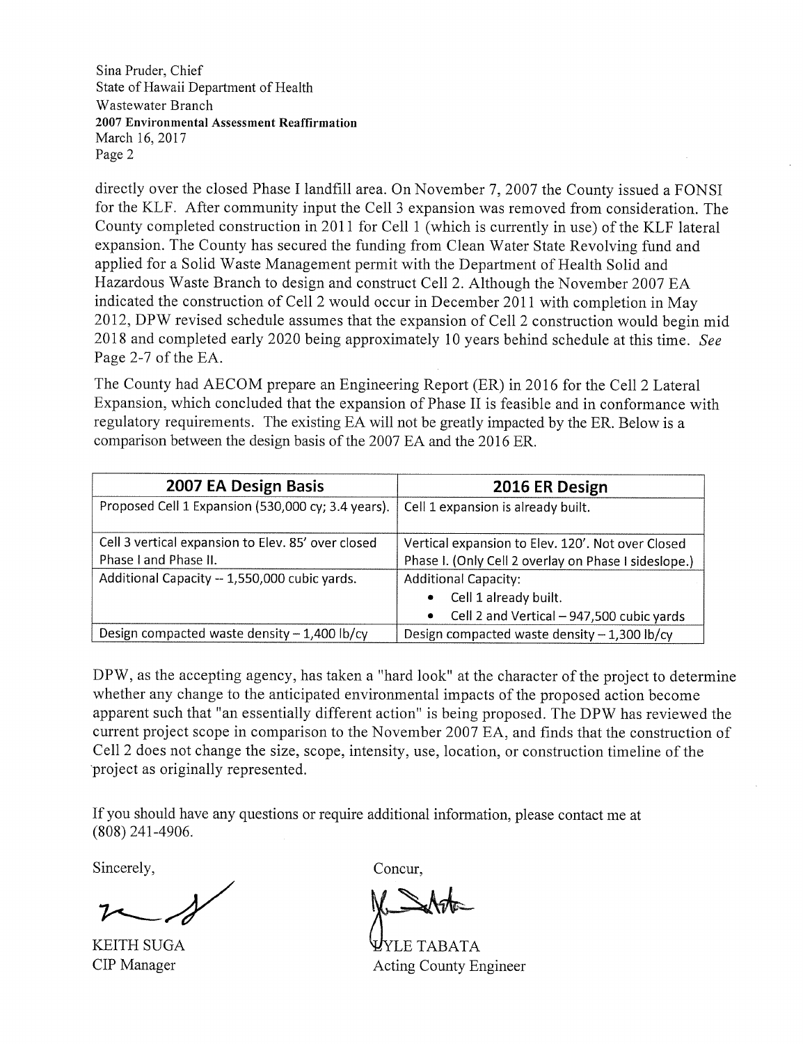directly over the closed Phase I landfill area. On November 7, 2007 the County issued a FONSI for the KLF. After community input the Cell 3 expansion was removed from consideration. The County completed construction in 2011 for Cell 1 (which is currently in use) of the KLF lateral expansion. The County has secured the funding from Clean Water State Revolving fund and applied for a Solid Waste Management permit with the Department of Health Solid and Hazardous Waste Branch to design and construct Cell 2. Although the November 2007 EA indicated the construction of Cell 2 would occur in December 2011 with completion in May 2012, DPW revised schedule assumes that the expansion of Cell 2 construction would begin mid 2018 and completed early 2020 being approximately 10 years behind schedule at this time. *See* Page 2-7 of the EA.

The County had AECOM prepare an Engineering Report (ER) in 2016 for the Cell 2 Lateral Expansion, which concluded that the expansion of Phase II is feasible and in conformance with regulatory requirements. The existing EA will not be greatly impacted by the ER. Below is a comparison between the design basis of the 2007 EA and the 2016 ER.

| 2007 EA Design Basis | 2016 ER Design |
|---|---|
| Proposed Cell 1 Expansion (530,000 cy; 3.4 years). | Cell 1 expansion is already built. |
| Cell 3 vertical expansion to Elev. 85' over closed Phase I and Phase II. | Vertical expansion to Elev. 120'. Not over Closed Phase I. (Only Cell 2 overlay on Phase I sideslope.) |
| Additional Capacity -- 1,550,000 cubic yards. | Additional Capacity: • Cell 1 already built. • Cell 2 and Vertical – 947,500 cubic yards |
| Design compacted waste density – 1,400 lb/cy | Design compacted waste density – 1,300 lb/cy |

DPW, as the accepting agency, has taken a "hard look" at the character of the project to determine whether any change to the anticipated environmental impacts of the proposed action become apparent such that "an essentially different action" is being proposed. The DPW has reviewed the current project scope in comparison to the November 2007 EA, and finds that the construction of Cell 2 does not change the size, scope, intensity, use, location, or construction timeline of the project as originally represented.

If you should have any questions or require additional information, please contact me at (808) 241-4906.

Sincerely,

KEITH SUGA
CIP Manager

Concur,

LYLE TABATA
Acting County Engineer